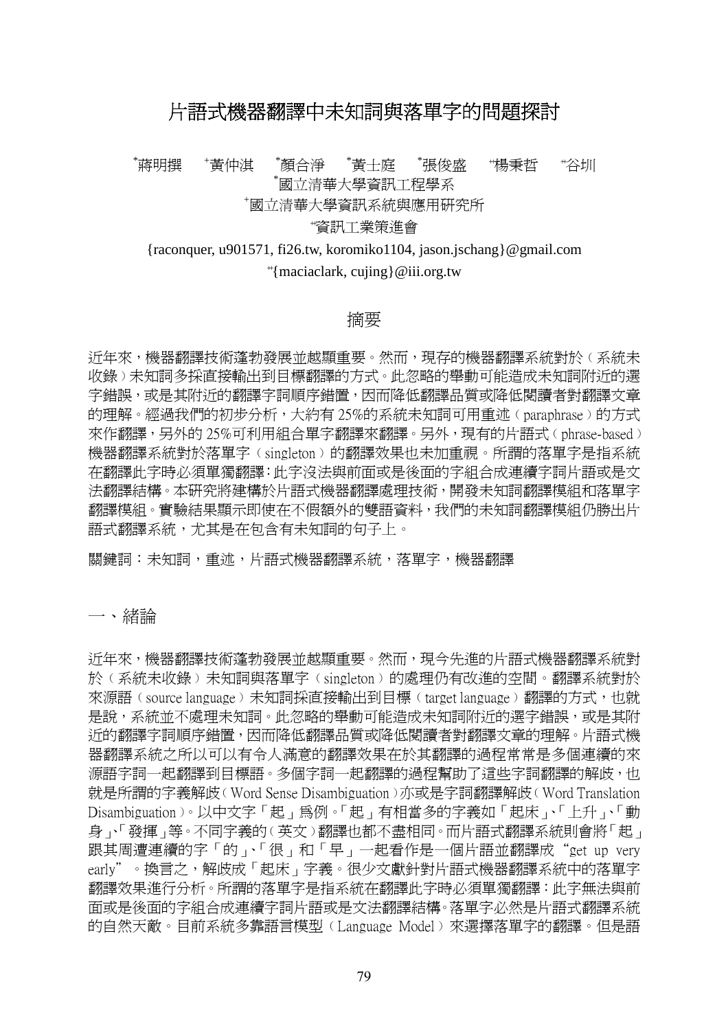# 片語式機器翻譯中未知詞與落單字的問題探討

*蔣明撰　+黃仲淇　*顏合淨　*黃士庭　*張俊盛　+*楊秉哲　+*谷圳

*國立清華大學資訊工程學系

+國立清華大學資訊系統與應用研究所

+*資訊工業策進會

{raconquer, u901571, fi26.tw, koromiko1104, jason.jschang}@gmail.com

+*{maciaclark, cujing}@iii.org.tw

## 摘要

近年來，機器翻譯技術蓬勃發展並越顯重要。然而，現存的機器翻譯系統對於（系統未收錄）未知詞多採直接輸出到目標翻譯的方式。此忽略的舉動可能造成未知詞附近的選字錯誤，或是其附近的翻譯字詞順序錯置，因而降低翻譯品質或降低閱讀者對翻譯文章的理解。經過我們的初步分析，大約有 25%的系統未知詞可用重述（paraphrase）的方式來作翻譯，另外的 25%可利用組合單字翻譯來翻譯。另外，現有的片語式（phrase-based）機器翻譯系統對於落單字（singleton）的翻譯效果也未加重視。所謂的落單字是指系統在翻譯此字時必須單獨翻譯：此字沒法與前面或是後面的字組合成連續字詞片語或是文法翻譯結構。本研究將建構於片語式機器翻譯處理技術，開發未知詞翻譯模組和落單字翻譯模組。實驗結果顯示即使在不假額外的雙語資料，我們的未知詞翻譯模組仍勝出片語式翻譯系統，尤其是在包含有未知詞的句子上。

關鍵詞：未知詞，重述，片語式機器翻譯系統，落單字，機器翻譯

## 一、緒論

近年來，機器翻譯技術蓬勃發展並越顯重要。然而，現今先進的片語式機器翻譯系統對於（系統未收錄）未知詞與落單字（singleton）的處理仍有改進的空間。翻譯系統對於來源語（source language）未知詞採直接輸出到目標（target language）翻譯的方式，也就是說，系統並不處理未知詞。此忽略的舉動可能造成未知詞附近的選字錯誤，或是其附近的翻譯字詞順序錯置，因而降低翻譯品質或降低閱讀者對翻譯文章的理解。片語式機器翻譯系統之所以可以有令人滿意的翻譯效果在於其翻譯的過程常常是多個連續的來源語字詞一起翻譯到目標語。多個字詞一起翻譯的過程幫助了這些字詞翻譯的解歧，也就是所謂的字義解歧（Word Sense Disambiguation）亦或是字詞翻譯解歧（Word Translation Disambiguation）。以中文字「起」為例。「起」有相當多的字義如「起床」、「上升」、「動身」、「發揮」等。不同字義的（英文）翻譯也都不盡相同。而片語式翻譯系統則會將「起」跟其周遭連續的字「的」、「很」和「早」一起看作是一個片語並翻譯成"get up very early"。換言之，解歧成「起床」字義。很少文獻針對片語式機器翻譯系統中的落單字翻譯效果進行分析。所謂的落單字是指系統在翻譯此字時必須單獨翻譯：此字無法與前面或是後面的字組合成連續字詞片語或是文法翻譯結構。落單字必然是片語式翻譯系統的自然天敵。目前系統多靠語言模型（Language Model）來選擇落單字的翻譯。但是語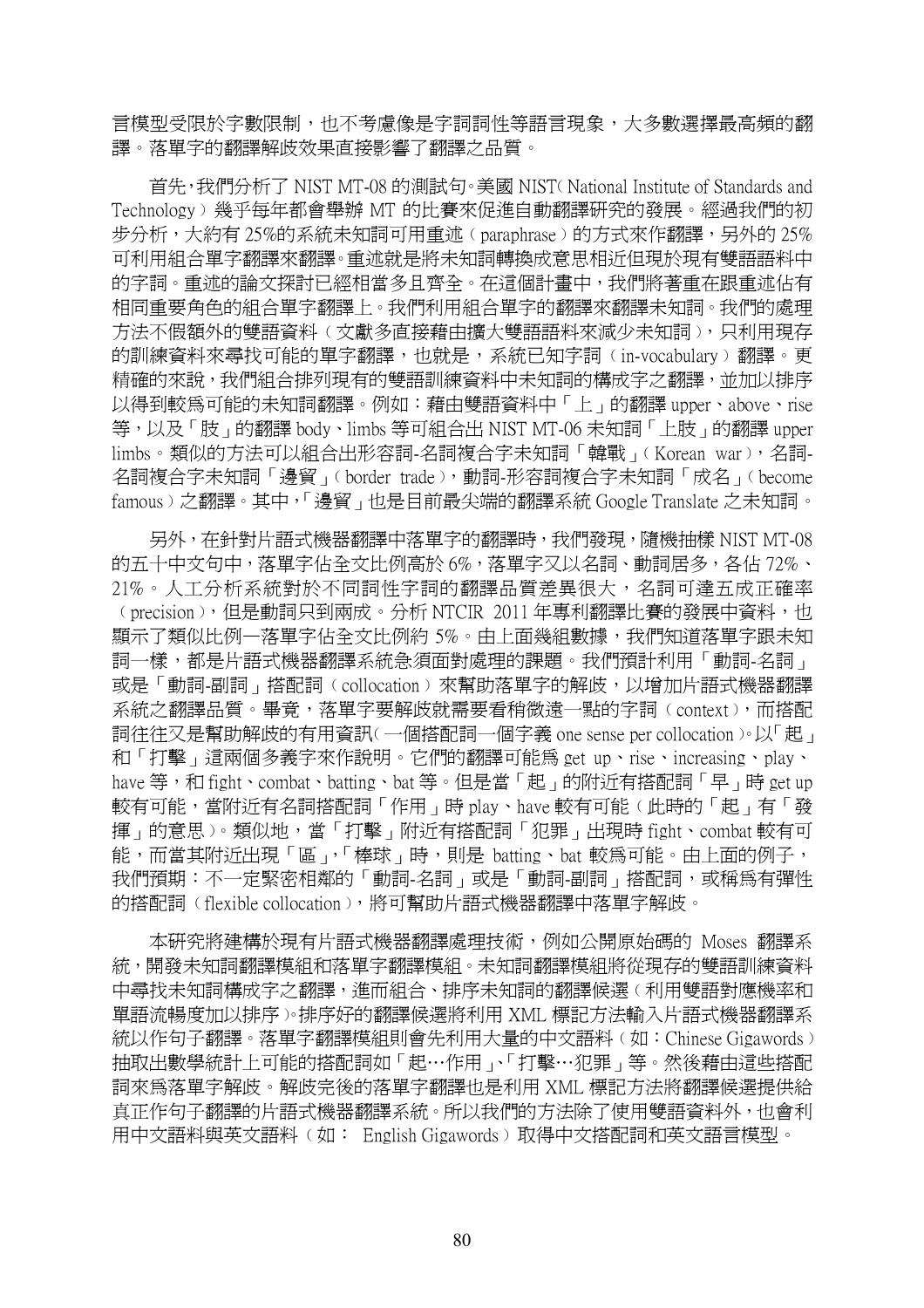言模型受限於字數限制，也不考慮像是字詞詞性等語言現象，大多數選擇最高頻的翻譯。落單字的翻譯解歧效果直接影響了翻譯之品質。

首先，我們分析了 NIST MT-08 的測試句。美國 NIST（National Institute of Standards and Technology）幾乎每年都會舉辦 MT 的比賽來促進自動翻譯研究的發展。經過我們的初步分析，大約有 25%的系統未知詞可用重述（paraphrase）的方式來作翻譯，另外的 25%可利用組合單字翻譯來翻譯。重述就是將未知詞轉換成意思相近但現於現有雙語語料中的字詞。重述的論文探討已經相當多且齊全。在這個計畫中，我們將著重在跟重述佔有相同重要角色的組合單字翻譯上。我們利用組合單字的翻譯來翻譯未知詞。我們的處理方法不假額外的雙語資料（文獻多直接藉由擴大雙語語料來減少未知詞），只利用現存的訓練資料來尋找可能的單字翻譯，也就是，系統已知字詞（in-vocabulary）翻譯。更精確的來說，我們組合排列現有的雙語訓練資料中未知詞的構成字之翻譯，並加以排序以得到較為可能的未知詞翻譯。例如：藉由雙語資料中「上」的翻譯 upper、above、rise 等，以及「肢」的翻譯 body、limbs 等可組合出 NIST MT-06 未知詞「上肢」的翻譯 upper limbs。類似的方法可以組合出形容詞-名詞複合字未知詞「韓戰」（Korean war），名詞-名詞複合字未知詞「邊貿」（border trade），動詞-形容詞複合字未知詞「成名」（become famous）之翻譯。其中，「邊貿」也是目前最尖端的翻譯系統 Google Translate 之未知詞。

另外，在針對片語式機器翻譯中落單字的翻譯時，我們發現，隨機抽樣 NIST MT-08 的五十中文句中，落單字佔全文比例高於 6%，落單字又以名詞、動詞居多，各佔 72%、21%。人工分析系統對於不同詞性字詞的翻譯品質差異很大，名詞可達五成正確率（precision），但是動詞只到兩成。分析 NTCIR 2011 年專利翻譯比賽的發展中資料，也顯示了類似比例─落單字佔全文比例約 5%。由上面幾組數據，我們知道落單字跟未知詞一樣，都是片語式機器翻譯系統急須面對處理的課題。我們預計利用「動詞-名詞」或是「動詞-副詞」搭配詞（collocation）來幫助落單字的解歧，以增加片語式機器翻譯系統之翻譯品質。畢竟，落單字要解歧就需要看稍微遠一點的字詞（context），而搭配詞往往又是幫助解歧的有用資訊（一個搭配詞一個字義 one sense per collocation）。以「起」和「打擊」這兩個多義字來作說明。它們的翻譯可能為 get up、rise、increasing、play、have 等，和 fight、combat、batting、bat 等。但是當「起」的附近有搭配詞「早」時 get up 較有可能，當附近有名詞搭配詞「作用」時 play、have 較有可能（此時的「起」有「發揮」的意思）。類似地，當「打擊」附近有搭配詞「犯罪」出現時 fight、combat 較有可能，而當其附近出現「區」，「棒球」時，則是 batting、bat 較為可能。由上面的例子，我們預期：不一定緊密相鄰的「動詞-名詞」或是「動詞-副詞」搭配詞，或稱為有彈性的搭配詞（flexible collocation），將可幫助片語式機器翻譯中落單字解歧。

本研究將建構於現有片語式機器翻譯處理技術，例如公開原始碼的 Moses 翻譯系統，開發未知詞翻譯模組和落單字翻譯模組。未知詞翻譯模組將從現存的雙語訓練資料中尋找未知詞構成字之翻譯，進而組合、排序未知詞的翻譯候選（利用雙語對應機率和單語流暢度加以排序）。排序好的翻譯候選將利用 XML 標記方法輸入片語式機器翻譯系統以作句子翻譯。落單字翻譯模組則會先利用大量的中文語料（如：Chinese Gigawords）抽取出數學統計上可能的搭配詞如「起…作用」、「打擊…犯罪」等。然後藉由這些搭配詞來為落單字解歧。解歧完後的落單字翻譯也是利用 XML 標記方法將翻譯候選提供給真正作句子翻譯的片語式機器翻譯系統。所以我們的方法除了使用雙語資料外，也會利用中文語料與英文語料（如： English Gigawords）取得中文搭配詞和英文語言模型。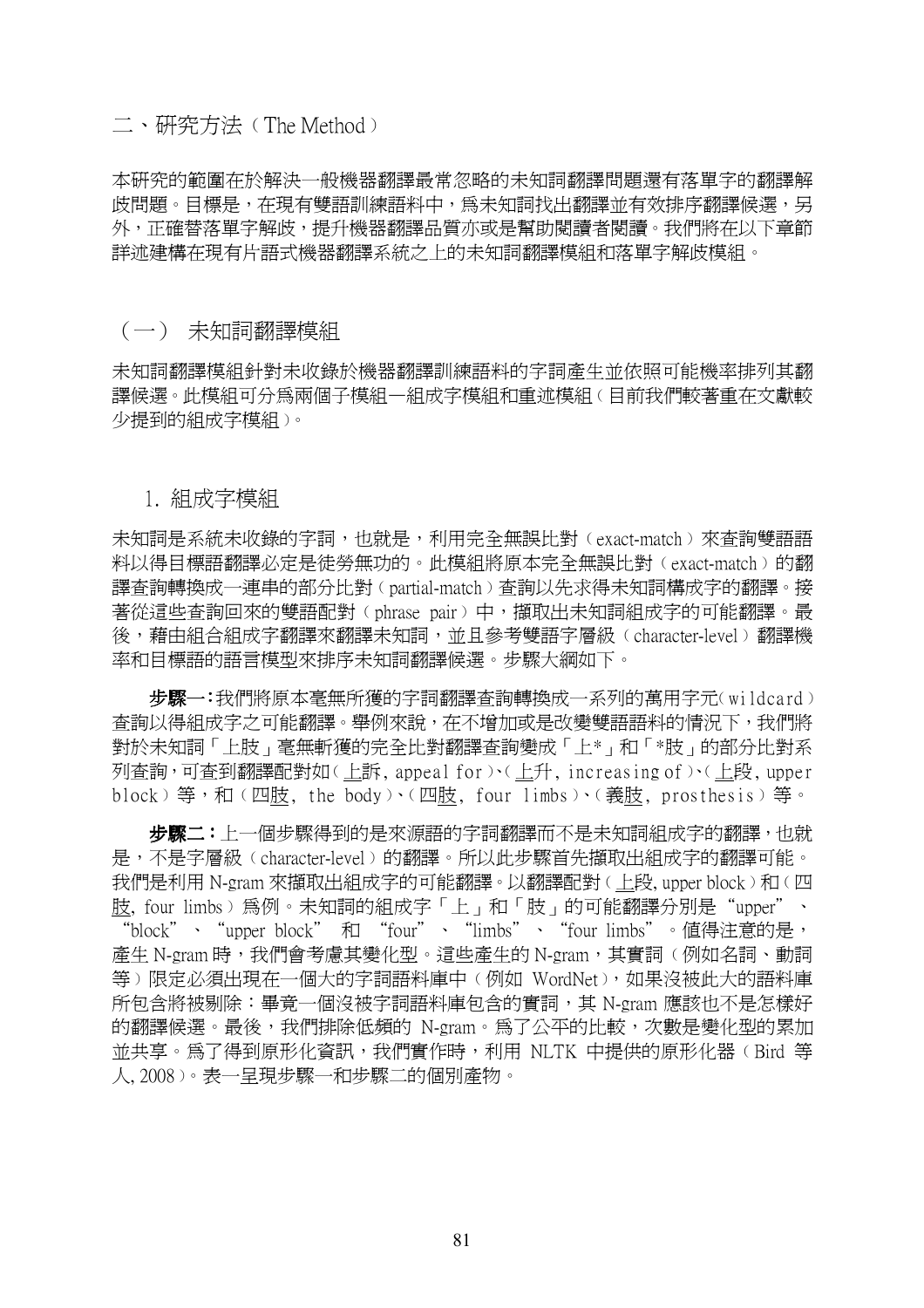## 二、研究方法（The Method）

本研究的範圍在於解決一般機器翻譯最常忽略的未知詞翻譯問題還有落單字的翻譯解歧問題。目標是，在現有雙語訓練語料中，為未知詞找出翻譯並有效排序翻譯候選，另外，正確替落單字解歧，提升機器翻譯品質亦或是幫助閱讀者閱讀。我們將在以下章節詳述建構在現有片語式機器翻譯系統之上的未知詞翻譯模組和落單字解歧模組。

### （一） 未知詞翻譯模組

未知詞翻譯模組針對未收錄於機器翻譯訓練語料的字詞產生並依照可能機率排列其翻譯候選。此模組可分為兩個子模組—組成字模組和重述模組（目前我們較著重在文獻較少提到的組成字模組）。

#### 1. 組成字模組

未知詞是系統未收錄的字詞，也就是，利用完全無誤比對（exact-match）來查詢雙語語料以得目標語翻譯必定是徒勞無功的。此模組將原本完全無誤比對（exact-match）的翻譯查詢轉換成一連串的部分比對（partial-match）查詢以先求得未知詞構成字的翻譯。接著從這些查詢回來的雙語配對（phrase pair）中，擷取出未知詞組成字的可能翻譯。最後，藉由組合組成字翻譯來翻譯未知詞，並且參考雙語字層級（character-level）翻譯機率和目標語的語言模型來排序未知詞翻譯候選。步驟大綱如下。

**步驟一：**我們將原本毫無所獲的字詞翻譯查詢轉換成一系列的萬用字元（wildcard）查詢以得組成字之可能翻譯。舉例來說，在不增加或是改變雙語語料的情況下，我們將對於未知詞「上肢」毫無斬獲的完全比對翻譯查詢變成「上*」和「*肢」的部分比對系列查詢，可查到翻譯配對如（上訴, appeal for）、（上升, increasing of）、（上段, upper block）等，和（四肢, the body）、（四肢, four limbs）、（義肢, prosthesis）等。

**步驟二：**上一個步驟得到的是來源語的字詞翻譯而不是未知詞組成字的翻譯，也就是，不是字層級（character-level）的翻譯。所以此步驟首先擷取出組成字的翻譯可能。我們是利用 N-gram 來擷取出組成字的可能翻譯。以翻譯配對（上段, upper block）和（四肢, four limbs）為例。未知詞的組成字「上」和「肢」的可能翻譯分別是“upper”、“block”、“upper block” 和 “four”、“limbs”、“four limbs”。值得注意的是，產生 N-gram 時，我們會考慮其變化型。這些產生的 N-gram，其實詞（例如名詞、動詞等）限定必須出現在一個大的字詞語料庫中（例如 WordNet），如果沒被此大的語料庫所包含將被剔除：畢竟一個沒被字詞語料庫包含的實詞，其 N-gram 應該也不是怎樣好的翻譯候選。最後，我們排除低頻的 N-gram。為了公平的比較，次數是變化型的累加並共享。為了得到原形化資訊，我們實作時，利用 NLTK 中提供的原形化器（Bird 等人, 2008）。表一呈現步驟一和步驟二的個別產物。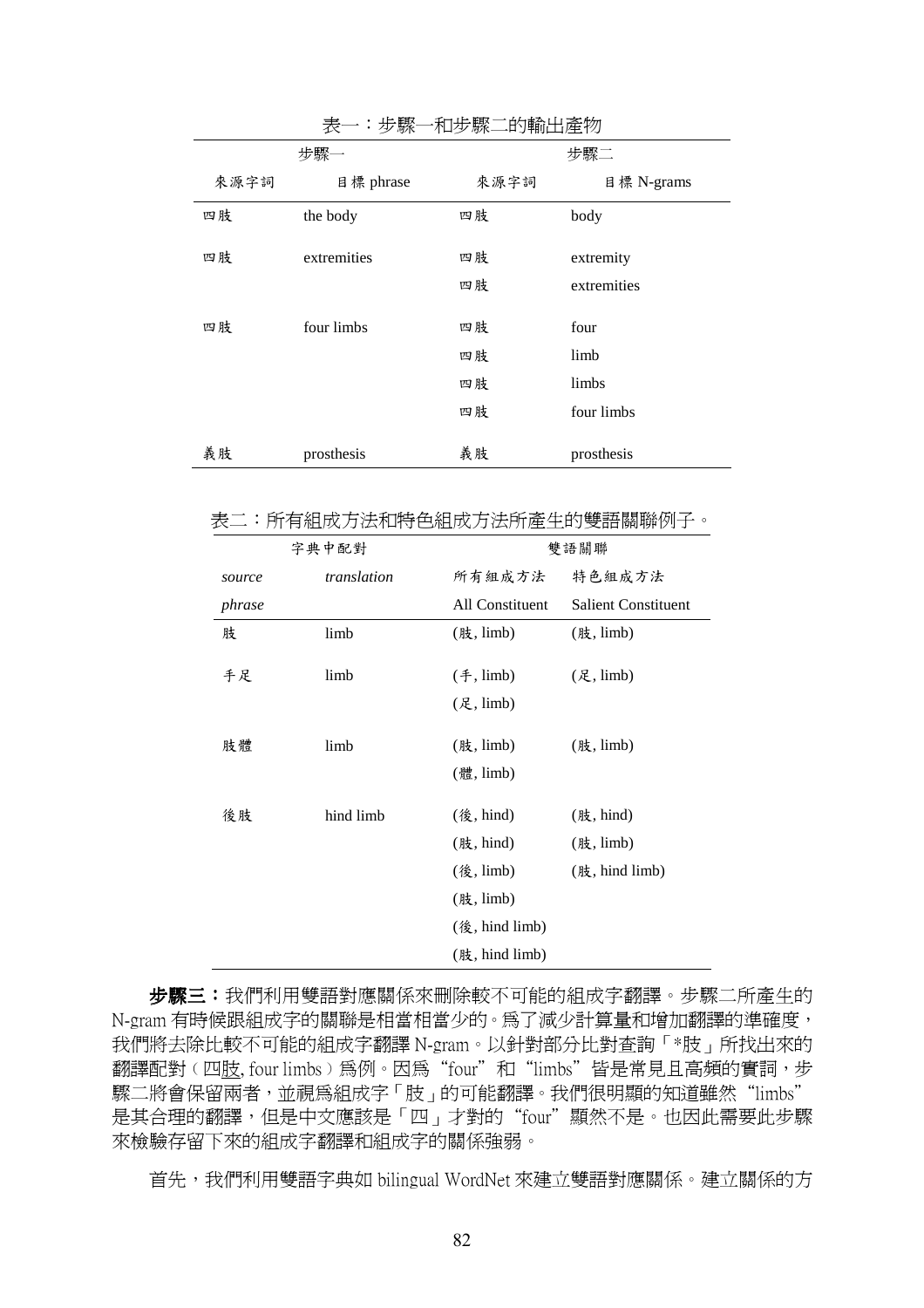表一：步驟一和步驟二的輸出產物

| 步驟一 | | 步驟二 | |
|---|---|---|---|
| 來源字詞 | 目標 phrase | 來源字詞 | 目標 N-grams |
| 四肢 | the body | 四肢 | body |
| 四肢 | extremities | 四肢 | extremity |
| | | 四肢 | extremities |
| 四肢 | four limbs | 四肢 | four |
| | | 四肢 | limb |
| | | 四肢 | limbs |
| | | 四肢 | four limbs |
| 義肢 | prosthesis | 義肢 | prosthesis |

表二：所有組成方法和特色組成方法所產生的雙語關聯例子。

| 字典中配對 | | 雙語關聯 | |
|---|---|---|---|
| *source phrase* | *translation* | 所有組成方法 All Constituent | 特色組成方法 Salient Constituent |
| 肢 | limb | (肢, limb) | (肢, limb) |
| 手足 | limb | (手, limb) | (足, limb) |
| | | (足, limb) | |
| 肢體 | limb | (肢, limb) | (肢, limb) |
| | | (體, limb) | |
| 後肢 | hind limb | (後, hind) | (肢, hind) |
| | | (肢, hind) | (肢, limb) |
| | | (後, limb) | (肢, hind limb) |
| | | (肢, limb) | |
| | | (後, hind limb) | |
| | | (肢, hind limb) | |

**步驟三：**我們利用雙語對應關係來刪除較不可能的組成字翻譯。步驟二所產生的 N-gram 有時候跟組成字的關聯是相當相當少的。為了減少計算量和增加翻譯的準確度，我們將去除比較不可能的組成字翻譯 N-gram。以針對部分比對查詢「*肢」所找出來的翻譯配對（四肢, four limbs）為例。因為"four"和"limbs"皆是常見且高頻的實詞，步驟二將會保留兩者，並視為組成字「肢」的可能翻譯。我們很明顯的知道雖然"limbs"是其合理的翻譯，但是中文應該是「四」才對的"four"顯然不是。也因此需要此步驟來檢驗存留下來的組成字翻譯和組成字的關係強弱。

首先，我們利用雙語字典如 bilingual WordNet 來建立雙語對應關係。建立關係的方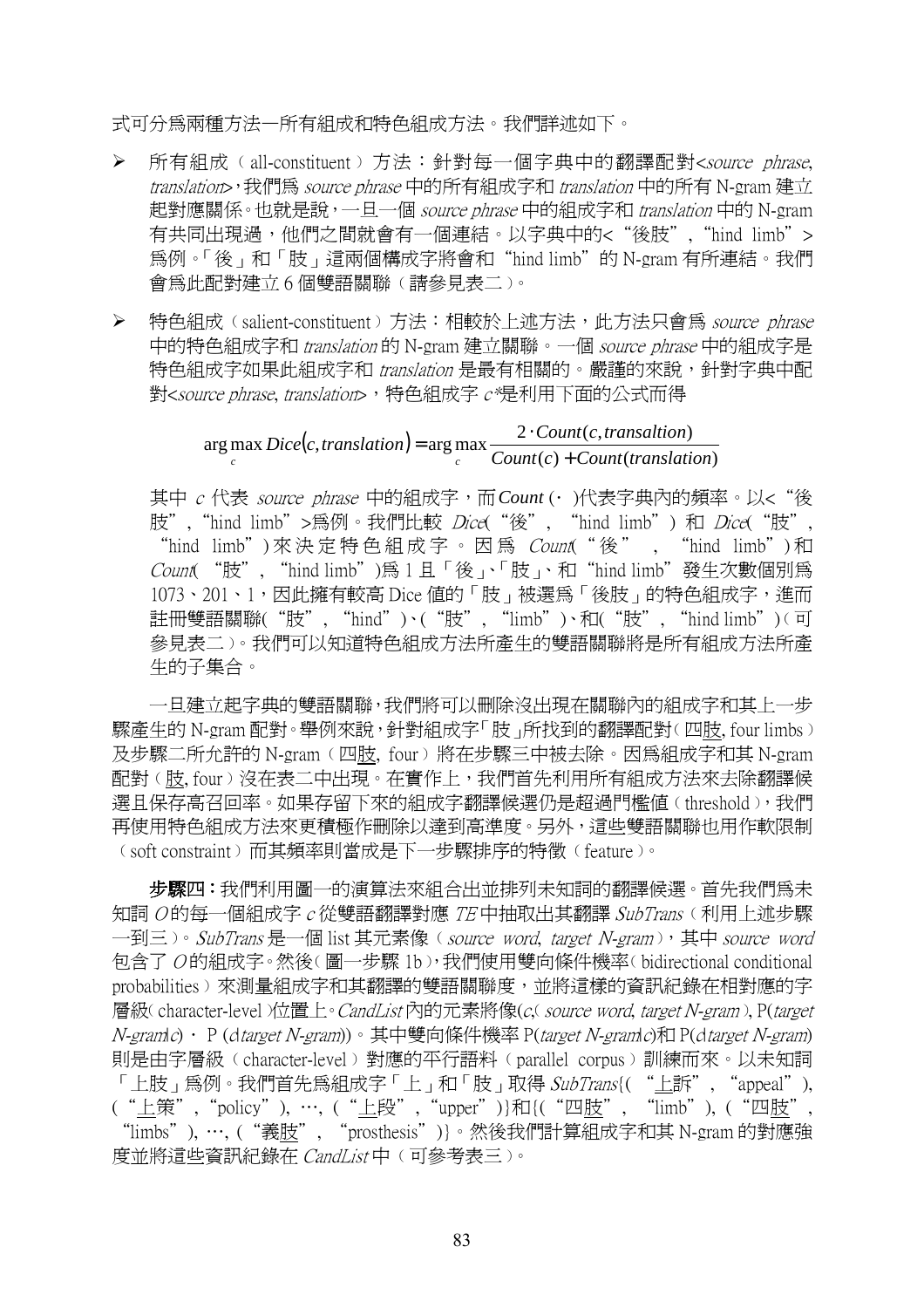式可分爲兩種方法一所有組成和特色組成方法。我們詳述如下。

- 所有組成（all-constituent）方法：針對每一個字典中的翻譯配對<*source phrase*, *translation*>，我們爲 *source phrase* 中的所有組成字和 *translation* 中的所有 N-gram 建立起對應關係。也就是說，一旦一個 *source phrase* 中的組成字和 *translation* 中的 N-gram 有共同出現過，他們之間就會有一個連結。以字典中的<“後肢”, “hind limb”>爲例。「後」和「肢」這兩個構成字將會和“hind limb”的 N-gram 有所連結。我們會爲此配對建立 6 個雙語關聯（請參見表二）。

- 特色組成（salient-constituent）方法：相較於上述方法，此方法只會爲 *source phrase* 中的特色組成字和 *translation* 的 N-gram 建立關聯。一個 *source phrase* 中的組成字是特色組成字如果此組成字和 *translation* 是最有相關的。嚴謹的來說，針對字典中配對<*source phrase*, *translation*>，特色組成字 *c\** 是利用下面的公式而得

$$\arg\max_{c} Dice(c, translation) = \arg\max_{c} \frac{2 \cdot Count(c, transaltion)}{Count(c) + Count(translation)}$$

其中 *c* 代表 *source phrase* 中的組成字，而 $Count(\cdot)$ 代表字典內的頻率。以<“後肢”, “hind limb”>爲例。我們比較 *Dice*(“後”, “hind limb”) 和 *Dice*(“肢”, “hind limb”) 來決定特色組成字。因爲 *Count*(“後”, “hind limb”) 和 *Count*(“肢”, “hind limb”) 爲 1 且「後」、「肢」、和“hind limb”發生次數個別爲 1073、201、1，因此擁有較高 Dice 值的「肢」被選爲「後肢」的特色組成字，進而註冊雙語關聯(“肢”, “hind”)、(“肢”, “limb”)、和(“肢”, “hind limb”)（可參見表二）。我們可以知道特色組成方法所產生的雙語關聯將是所有組成方法所產生的子集合。

一旦建立起字典的雙語關聯，我們將可以刪除沒出現在關聯內的組成字和其上一步驟產生的 N-gram 配對。舉例來說，針對組成字「肢」所找到的翻譯配對（四肢, four limbs）及步驟二所允許的 N-gram（四肢, four）將在步驟三中被去除。因爲組成字和其 N-gram 配對（肢, four）沒在表二中出現。在實作上，我們首先利用所有組成方法來去除翻譯候選且保存高召回率。如果存留下來的組成字翻譯候選仍是超過門檻值（threshold），我們再使用特色組成方法來更積極作刪除以達到高準度。另外，這些雙語關聯也用作軟限制（soft constraint）而其頻率則當成是下一步驟排序的特徵（feature）。

**步驟四：**我們利用圖一的演算法來組合出並排列未知詞的翻譯候選。首先我們爲未知詞 *O* 的每一個組成字 *c* 從雙語翻譯對應 *TE* 中抽取出其翻譯 *SubTrans*（利用上述步驟一到三）。*SubTrans* 是一個 list 其元素像（*source word*, *target N-gram*），其中 *source word* 包含了 *O* 的組成字。然後（圖一步驟 1b），我們使用雙向條件機率（bidirectional conditional probabilities）來測量組成字和其翻譯的雙語關聯度，並將這樣的資訊紀錄在相對應的字層級（character-level）位置上。*CandList* 內的元素將像(*c*,（*source word*, *target N-gram*）, P(*target N-gram*|*c*)・P(*c*|*target N-gram*))。其中雙向條件機率 P(*target N-gram*|*c*)和 P(*c*|*target N-gram*)則是由字層級（character-level）對應的平行語料（parallel corpus）訓練而來。以未知詞「上肢」爲例。我們首先爲組成字「上」和「肢」取得 *SubTrans*{(“上訴”, “appeal”), (“上策”, “policy”), …, (“上段”, “upper”)}和{(“四肢”, “limb”), (“四肢”, “limbs”), …, (“義肢”, “prosthesis”)}。然後我們計算組成字和其 N-gram 的對應強度並將這些資訊紀錄在 *CandList* 中（可參考表三）。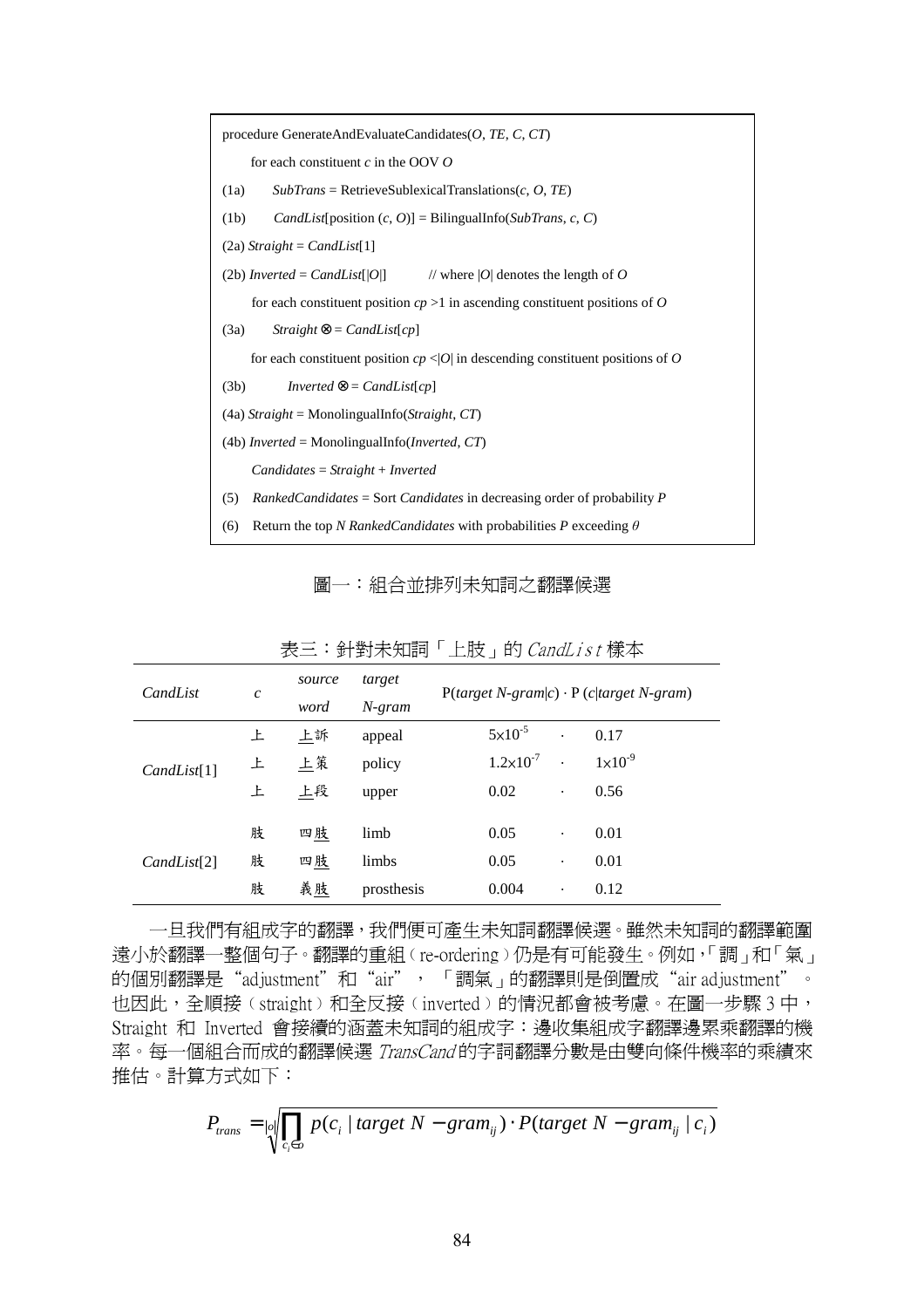```
procedure GenerateAndEvaluateCandidates(O, TE, C, CT)
    for each constituent c in the OOV O
(1a)    SubTrans = RetrieveSublexicalTranslations(c, O, TE)
(1b)    CandList[position (c, O)] = BilingualInfo(SubTrans, c, C)
(2a) Straight = CandList[1]
(2b) Inverted = CandList[|O|]        // where |O| denotes the length of O
    for each constituent position cp >1 in ascending constituent positions of O
(3a)    Straight ⊗= CandList[cp]
    for each constituent position cp <|O| in descending constituent positions of O
(3b)        Inverted ⊗= CandList[cp]
(4a) Straight = MonolingualInfo(Straight, CT)
(4b) Inverted = MonolingualInfo(Inverted, CT)
    Candidates = Straight + Inverted
(5)  RankedCandidates = Sort Candidates in decreasing order of probability P
(6)  Return the top N RankedCandidates with probabilities P exceeding θ
```

圖一：組合並排列未知詞之翻譯候選

表三：針對未知詞「上肢」的 *CandList* 樣本

| *CandList* | *c* | *source word* | *target N-gram* | P(*target N-gram*\|*c*) | · | P (*c*\|*target N-gram*) |
|---|---|---|---|---|---|---|
| *CandList*[1] | 上 | 上訴 | appeal | $5\times10^{-5}$ | · | 0.17 |
| | 上 | 上策 | policy | $1.2\times10^{-7}$ | · | $1\times10^{-9}$ |
| | 上 | 上段 | upper | 0.02 | · | 0.56 |
| *CandList*[2] | 肢 | 四肢 | limb | 0.05 | · | 0.01 |
| | 肢 | 四肢 | limbs | 0.05 | · | 0.01 |
| | 肢 | 義肢 | prosthesis | 0.004 | · | 0.12 |

一旦我們有組成字的翻譯，我們便可產生未知詞翻譯候選。雖然未知詞的翻譯範圍遠小於翻譯一整個句子。翻譯的重組（re-ordering）仍是有可能發生。例如，「調」和「氣」的個別翻譯是"adjustment"和"air"，「調氣」的翻譯則是倒置成"air adjustment"。也因此，全順接（straight）和全反接（inverted）的情況都會被考慮。在圖一步驟 3 中，Straight 和 Inverted 會接續的涵蓋未知詞的組成字：邊收集組成字翻譯邊累乘翻譯的機率。每一個組合而成的翻譯候選 *TransCand* 的字詞翻譯分數是由雙向條件機率的乘積來推估。計算方式如下：

$$P_{trans} = \sqrt[|O|]{\prod_{c_i \in O} p(c_i \mid target\ N-gram_{ij}) \cdot P(target\ N-gram_{ij} \mid c_i)}$$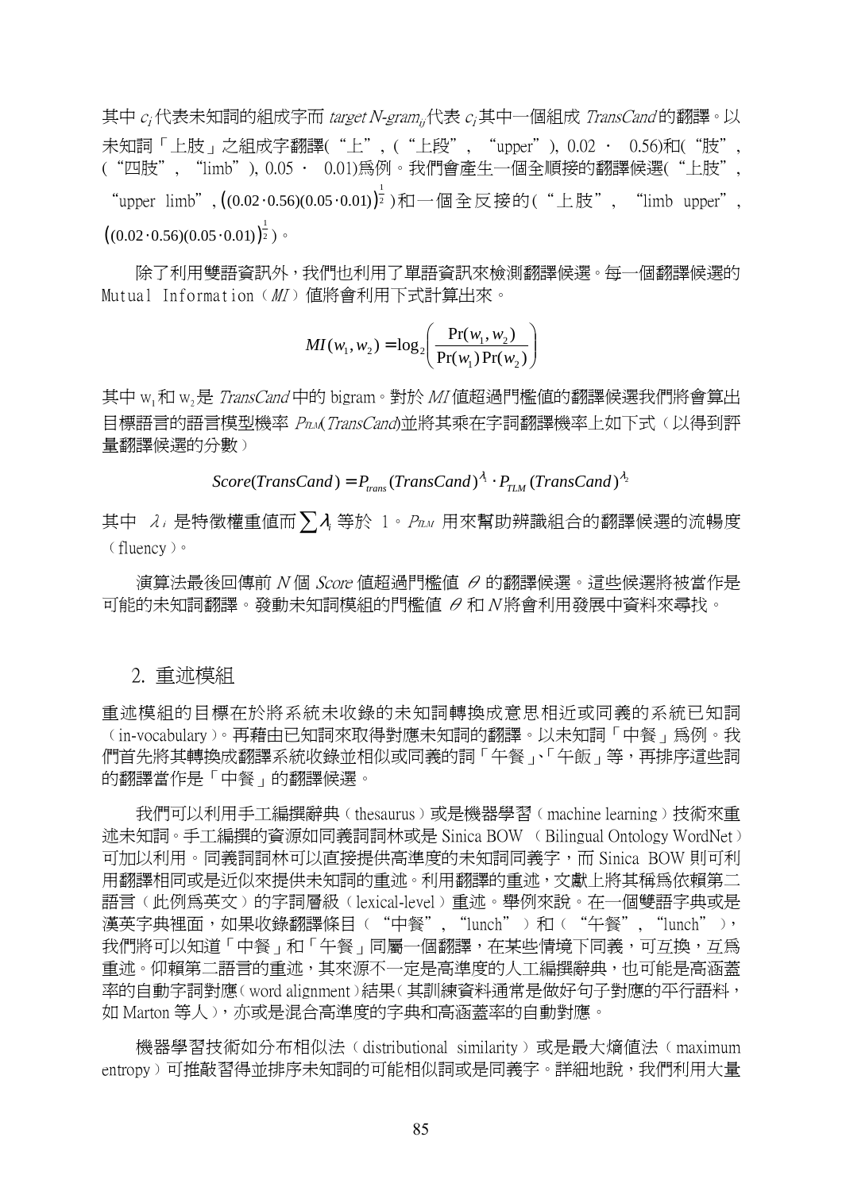其中 $c_i$ 代表未知詞的組成字而 *target N-gram*$_{ij}$ 代表 $c_i$ 其中一個組成 *TransCand* 的翻譯。以未知詞「上肢」之組成字翻譯(“上”, (“上段”, “upper”), 0.02 · 0.56)和(“肢”, (“四肢”, “limb”), 0.05 · 0.01)為例。我們會產生一個全順接的翻譯候選(“上肢”, “upper limb”, $((0.02\cdot0.56)(0.05\cdot0.01))^{\frac{1}{2}}$ )和一個全反接的(“上肢”, “limb upper”, $((0.02\cdot0.56)(0.05\cdot0.01))^{\frac{1}{2}}$ )。

除了利用雙語資訊外，我們也利用了單語資訊來檢測翻譯候選。每一個翻譯候選的 Mutual Information（*MI*）值將會利用下式計算出來。

$$MI(w_1, w_2) = \log_2\left(\frac{\Pr(w_1, w_2)}{\Pr(w_1)\Pr(w_2)}\right)$$

其中 $w_1$ 和 $w_2$ 是 *TransCand* 中的 bigram。對於 *MI* 值超過門檻值的翻譯候選我們將會算出目標語言的語言模型機率 $P_{TLM}(TransCand)$ 並將其乘在字詞翻譯機率上如下式（以得到評量翻譯候選的分數）

$$Score(TransCand) = P_{trans}(TransCand)^{\lambda_1} \cdot P_{TLM}(TransCand)^{\lambda_2}$$

其中 $\lambda_i$ 是特徵權重值而 $\sum \lambda_i$ 等於 1。$P_{TLM}$ 用來幫助辨識組合的翻譯候選的流暢度（fluency）。

演算法最後回傳前 *N* 個 *Score* 值超過門檻值 $\theta$ 的翻譯候選。這些候選將被當作是可能的未知詞翻譯。發動未知詞模組的門檻值 $\theta$ 和 *N* 將會利用發展中資料來尋找。

## 2. 重述模組

重述模組的目標在於將系統未收錄的未知詞轉換成意思相近或同義的系統已知詞（in-vocabulary）。再藉由已知詞來取得對應未知詞的翻譯。以未知詞「中餐」為例。我們首先將其轉換成翻譯系統收錄並相似或同義的詞「午餐」、「午飯」等，再排序這些詞的翻譯當作是「中餐」的翻譯候選。

我們可以利用手工編撰辭典（thesaurus）或是機器學習（machine learning）技術來重述未知詞。手工編撰的資源如同義詞詞林或是 Sinica BOW （Bilingual Ontology WordNet）可加以利用。同義詞詞林可以直接提供高準度的未知詞同義字，而 Sinica BOW 則可利用翻譯相同或是近似來提供未知詞的重述。利用翻譯的重述，文獻上將其稱為依賴第二語言（此例為英文）的字詞層級（lexical-level）重述。舉例來說。在一個雙語字典或是漢英字典裡面，如果收錄翻譯條目（“中餐”, “lunch”）和（“午餐”, “lunch”），我們將可以知道「中餐」和「午餐」同屬一個翻譯，在某些情境下同義，可互換，互為重述。仰賴第二語言的重述，其來源不一定是高準度的人工編撰辭典，也可能是高涵蓋率的自動字詞對應（word alignment）結果（其訓練資料通常是做好句子對應的平行語料，如 Marton 等人），亦或是混合高準度的字典和高涵蓋率的自動對應。

機器學習技術如分布相似法（distributional similarity）或是最大熵值法（maximum entropy）可推敲習得並排序未知詞的可能相似詞或是同義字。詳細地說，我們利用大量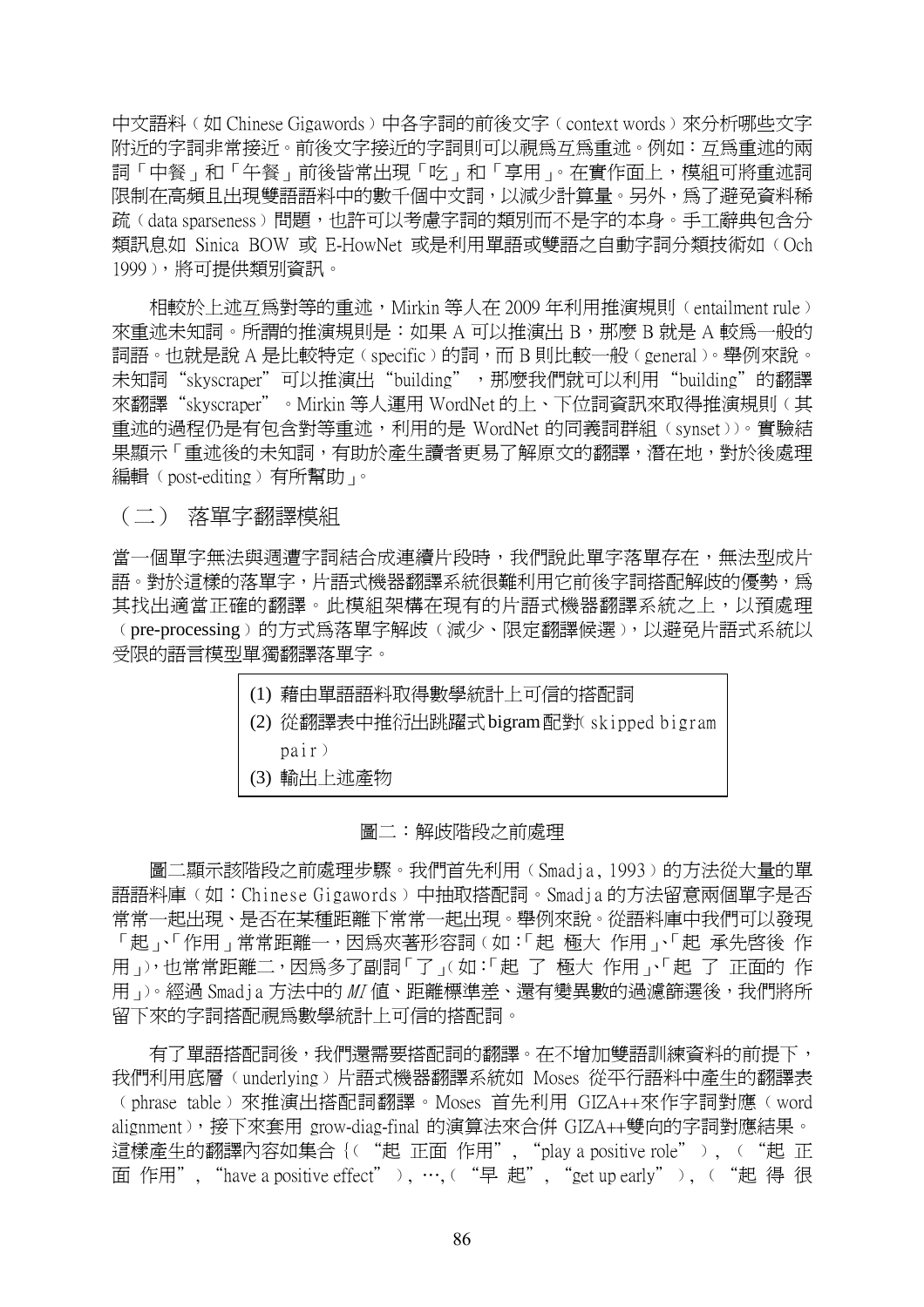中文語料（如 Chinese Gigawords）中各字詞的前後文字（context words）來分析哪些文字附近的字詞非常接近。前後文字接近的字詞則可以視爲互爲重述。例如：互爲重述的兩詞「中餐」和「午餐」前後皆常出現「吃」和「享用」。在實作面上，模組可將重述詞限制在高頻且出現雙語語料中的數千個中文詞，以減少計算量。另外，爲了避免資料稀疏（data sparseness）問題，也許可以考慮字詞的類別而不是字的本身。手工辭典包含分類訊息如 Sinica BOW 或 E-HowNet 或是利用單語或雙語之自動字詞分類技術如（Och 1999），將可提供類別資訊。

相較於上述互爲對等的重述，Mirkin 等人在 2009 年利用推演規則（entailment rule）來重述未知詞。所謂的推演規則是：如果 A 可以推演出 B，那麼 B 就是 A 較爲一般的詞語。也就是說 A 是比較特定（specific）的詞，而 B 則比較一般（general）。舉例來說。未知詞 "skyscraper" 可以推演出 "building" ，那麼我們就可以利用 "building" 的翻譯來翻譯 "skyscraper" 。Mirkin 等人運用 WordNet 的上、下位詞資訊來取得推演規則（其重述的過程仍是有包含對等重述，利用的是 WordNet 的同義詞群組（synset））。實驗結果顯示「重述後的未知詞，有助於產生讀者更易了解原文的翻譯，潛在地，對於後處理編輯（post-editing）有所幫助」。

## （二） 落單字翻譯模組

當一個單字無法與週遭字詞結合成連續片段時，我們說此單字落單存在，無法型成片語。對於這樣的落單字，片語式機器翻譯系統很難利用它前後字詞搭配解歧的優勢，爲其找出適當正確的翻譯。此模組架構在現有的片語式機器翻譯系統之上，以預處理（pre-processing）的方式爲落單字解歧（減少、限定翻譯候選），以避免片語式系統以受限的語言模型單獨翻譯落單字。

(1) 藉由單語語料取得數學統計上可信的搭配詞
(2) 從翻譯表中推衍出跳躍式 bigram 配對（skipped bigram pair）
(3) 輸出上述產物

圖二：解歧階段之前處理

圖二顯示該階段之前處理步驟。我們首先利用（Smadja, 1993）的方法從大量的單語語料庫（如：Chinese Gigawords）中抽取搭配詞。Smadja 的方法留意兩個單字是否常常一起出現、是否在某種距離下常常一起出現。舉例來說。從語料庫中我們可以發現「起」、「作用」常常距離一，因爲夾著形容詞（如：「起 極大 作用」、「起 承先啓後 作用」），也常常距離二，因爲多了副詞「了」（如：「起 了 極大 作用」、「起 了 正面的 作用」）。經過 Smadja 方法中的 *MI* 值、距離標準差、還有變異數的過濾篩選後，我們將所留下來的字詞搭配視爲數學統計上可信的搭配詞。

有了單語搭配詞後，我們還需要搭配詞的翻譯。在不增加雙語訓練資料的前提下，我們利用底層（underlying）片語式機器翻譯系統如 Moses 從平行語料中產生的翻譯表（phrase table）來推演出搭配詞翻譯。Moses 首先利用 GIZA++來作字詞對應（word alignment），接下來套用 grow-diag-final 的演算法來合併 GIZA++雙向的字詞對應結果。這樣產生的翻譯內容如集合 {（ "起 正面 作用" , "play a positive role" ），（ "起 正面 作用" , "have a positive effect" ），…,（ "早 起" , "get up early" ），（ "起 得 很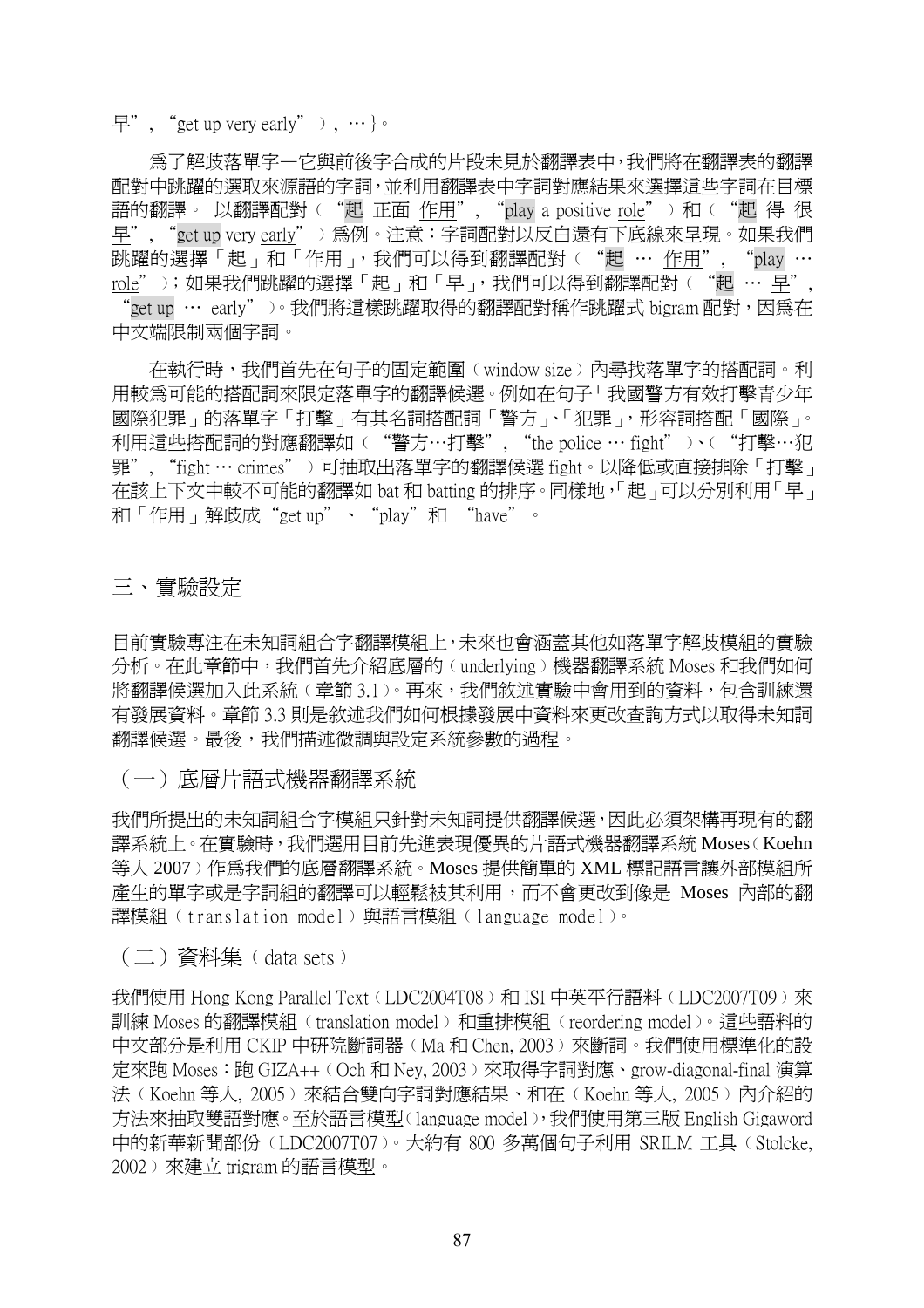早”, “get up very early”）, …}。

為了解歧落單字—它與前後字合成的片段未見於翻譯表中，我們將在翻譯表的翻譯配對中跳躍的選取來源語的字詞，並利用翻譯表中字詞對應結果來選擇這些字詞在目標語的翻譯。 以翻譯配對（“起 正面 作用”, “play a positive role”）和（“起 得 很 早”, “get up very early”）為例。注意：字詞配對以反白還有下底線來呈現。如果我們跳躍的選擇「起」和「作用」，我們可以得到翻譯配對（“起 … 作用”, “play … role”）；如果我們跳躍的選擇「起」和「早」，我們可以得到翻譯配對（“起 … 早”, “get up … early”）。我們將這樣跳躍取得的翻譯配對稱作跳躍式 bigram 配對，因為在中文端限制兩個字詞。

在執行時，我們首先在句子的固定範圍（window size）內尋找落單字的搭配詞。利用較為可能的搭配詞來限定落單字的翻譯候選。例如在句子「我國警方有效打擊青少年國際犯罪」的落單字「打擊」有其名詞搭配詞「警方」、「犯罪」，形容詞搭配「國際」。利用這些搭配詞的對應翻譯如（“警方…打擊”, “the police … fight”）、（“打擊…犯罪”, “fight … crimes”）可抽取出落單字的翻譯候選 fight。以降低或直接排除「打擊」在該上下文中較不可能的翻譯如 bat 和 batting 的排序。同樣地，「起」可以分別利用「早」和「作用」解歧成“get up”、“play”和 “have”。

## 三、實驗設定

目前實驗專注在未知詞組合字翻譯模組上，未來也會涵蓋其他如落單字解歧模組的實驗分析。在此章節中，我們首先介紹底層的（underlying）機器翻譯系統 Moses 和我們如何將翻譯候選加入此系統（章節 3.1）。再來，我們敘述實驗中會用到的資料，包含訓練還有發展資料。章節 3.3 則是敘述我們如何根據發展中資料來更改查詢方式以取得未知詞翻譯候選。最後，我們描述微調與設定系統參數的過程。

### （一）底層片語式機器翻譯系統

我們所提出的未知詞組合字模組只針對未知詞提供翻譯候選，因此必須架構再現有的翻譯系統上。在實驗時，我們選用目前先進表現優異的片語式機器翻譯系統 Moses（Koehn 等人 2007）作為我們的底層翻譯系統。Moses 提供簡單的 XML 標記語言讓外部模組所產生的單字或是字詞組的翻譯可以輕鬆被其利用，而不會更改到像是 Moses 內部的翻譯模組（translation model）與語言模組（language model）。

### （二）資料集（data sets）

我們使用 Hong Kong Parallel Text（LDC2004T08）和 ISI 中英平行語料（LDC2007T09）來訓練 Moses 的翻譯模組（translation model）和重排模組（reordering model）。這些語料的中文部分是利用 CKIP 中研院斷詞器（Ma 和 Chen, 2003）來斷詞。我們使用標準化的設定來跑 Moses：跑 GIZA++（Och 和 Ney, 2003）來取得字詞對應、grow-diagonal-final 演算法（Koehn 等人, 2005）來結合雙向字詞對應結果、和在（Koehn 等人, 2005）內介紹的方法來抽取雙語對應。至於語言模型（language model），我們使用第三版 English Gigaword 中的新華新聞部份（LDC2007T07）。大約有 800 多萬個句子利用 SRILM 工具（Stolcke, 2002）來建立 trigram 的語言模型。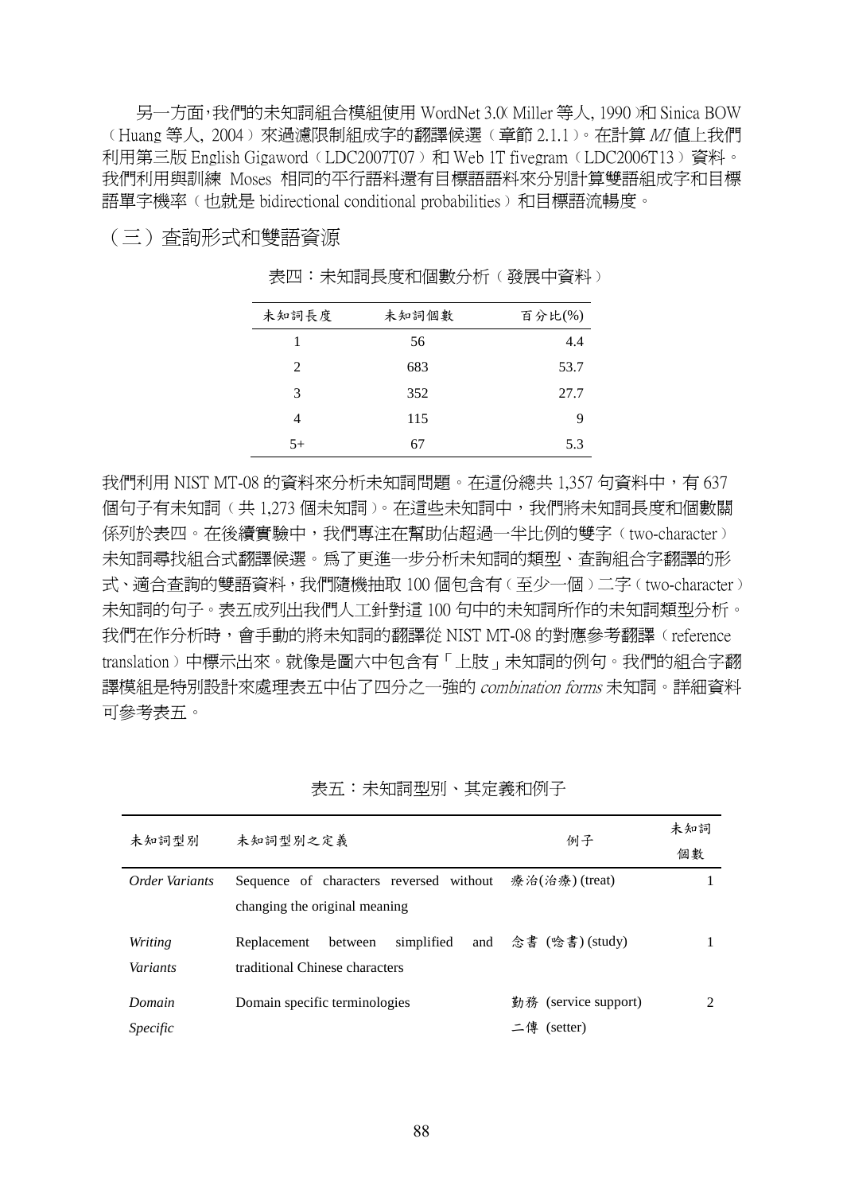另一方面，我們的未知詞組合模組使用 WordNet 3.0（Miller 等人, 1990）和 Sinica BOW（Huang 等人, 2004）來過濾限制組成字的翻譯候選（章節 2.1.1）。在計算 *MI* 值上我們利用第三版 English Gigaword（LDC2007T07）和 Web 1T fivegram（LDC2006T13）資料。我們利用與訓練 Moses 相同的平行語料還有目標語語料來分別計算雙語組成字和目標語單字機率（也就是 bidirectional conditional probabilities）和目標語流暢度。

## （三）查詢形式和雙語資源

表四：未知詞長度和個數分析（發展中資料）

| 未知詞長度 | 未知詞個數 | 百分比(%) |
|---|---|---|
| 1 | 56 | 4.4 |
| 2 | 683 | 53.7 |
| 3 | 352 | 27.7 |
| 4 | 115 | 9 |
| 5+ | 67 | 5.3 |

我們利用 NIST MT-08 的資料來分析未知詞問題。在這份總共 1,357 句資料中，有 637 個句子有未知詞（共 1,273 個未知詞）。在這些未知詞中，我們將未知詞長度和個數關係列於表四。在後續實驗中，我們專注在幫助佔超過一半比例的雙字（two-character）未知詞尋找組合式翻譯候選。為了更進一步分析未知詞的類型、查詢組合字翻譯的形式、適合查詢的雙語資料，我們隨機抽取 100 個包含有（至少一個）二字（two-character）未知詞的句子。表五成列出我們人工針對這 100 句中的未知詞所作的未知詞類型分析。我們在作分析時，會手動的將未知詞的翻譯從 NIST MT-08 的對應參考翻譯（reference translation）中標示出來。就像是圖六中包含有「上肢」未知詞的例句。我們的組合字翻譯模組是特別設計來處理表五中佔了四分之一強的 *combination forms* 未知詞。詳細資料可參考表五。

表五：未知詞型別、其定義和例子

| 未知詞型別 | 未知詞型別之定義 | 例子 | 未知詞個數 |
|---|---|---|---|
| *Order Variants* | Sequence of characters reversed without changing the original meaning | 療治(治療) (treat) | 1 |
| *Writing Variants* | Replacement between simplified and traditional Chinese characters | 念書 (唸書) (study) | 1 |
| *Domain Specific* | Domain specific terminologies | 勤務 (service support)<br>二傳 (setter) | 2 |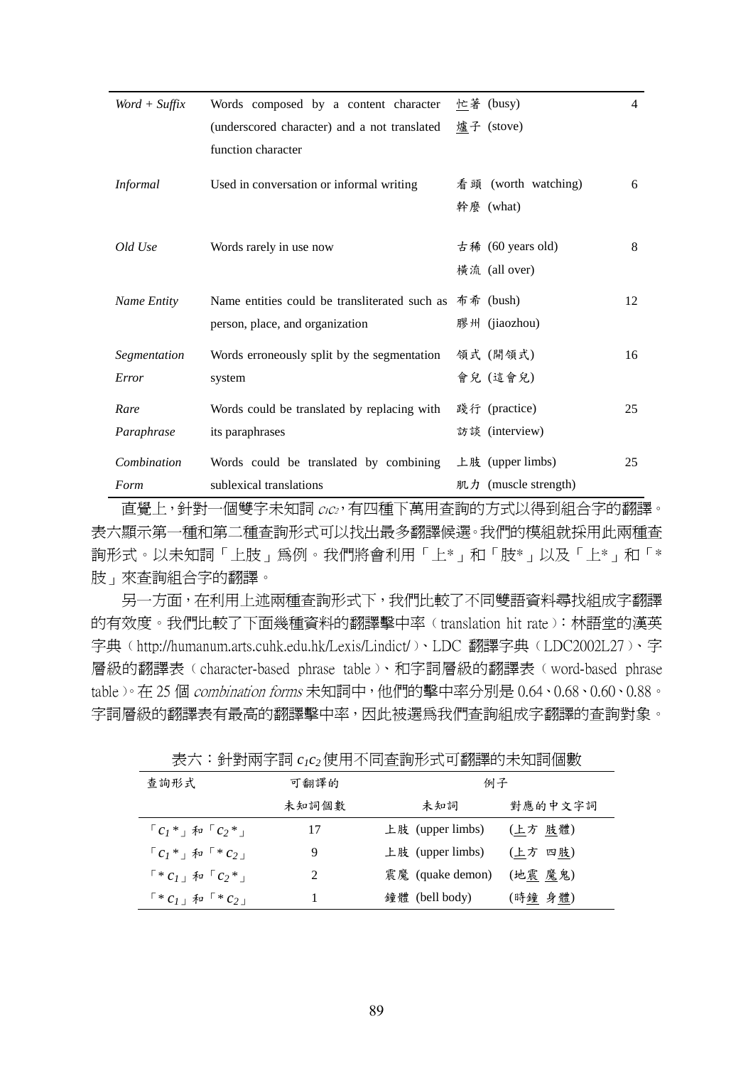| *Word + Suffix* | Words composed by a content character (underscored character) and a not translated function character | 忙著 (busy)<br>爐子 (stove) | 4 |
|---|---|---|---|
| *Informal* | Used in conversation or informal writing | 看頭 (worth watching)<br>幹麼 (what) | 6 |
| *Old Use* | Words rarely in use now | 古稀 (60 years old)<br>橫流 (all over) | 8 |
| *Name Entity* | Name entities could be transliterated such as person, place, and organization | 布希 (bush)<br>膠州 (jiaozhou) | 12 |
| *Segmentation Error* | Words erroneously split by the segmentation system | 領式 (開領式)<br>會兒 (這會兒) | 16 |
| *Rare Paraphrase* | Words could be translated by replacing with its paraphrases | 踐行 (practice)<br>訪談 (interview) | 25 |
| *Combination Form* | Words could be translated by combining sublexical translations | 上肢 (upper limbs)<br>肌力 (muscle strength) | 25 |

直覺上，針對一個雙字未知詞 $c_1c_2$，有四種下萬用查詢的方式以得到組合字的翻譯。表六顯示第一種和第二種查詢形式可以找出最多翻譯候選。我們的模組就採用此兩種查詢形式。以未知詞「上肢」為例。我們將會利用「上*」和「肢*」以及「上*」和「*肢」來查詢組合字的翻譯。

另一方面，在利用上述兩種查詢形式下，我們比較了不同雙語資料尋找組成字翻譯的有效度。我們比較了下面幾種資料的翻譯擊中率（translation hit rate）：林語堂的漢英字典（http://humanum.arts.cuhk.edu.hk/Lexis/Lindict/）、LDC 翻譯字典（LDC2002L27）、字層級的翻譯表（character-based phrase table）、和字詞層級的翻譯表（word-based phrase table）。在 25 個 *combination forms* 未知詞中，他們的擊中率分別是 0.64、0.68、0.60、0.88。字詞層級的翻譯表有最高的翻譯擊中率，因此被選為我們查詢組成字翻譯的查詢對象。

表六：針對兩字詞 $c_1c_2$ 使用不同查詢形式可翻譯的未知詞個數

| 查詢形式 | 可翻譯的未知詞個數 | 例子 | |
|---|---|---|---|
| | | 未知詞 | 對應的中文字詞 |
| 「$c_1$*」和「$c_2$*」 | 17 | 上肢 (upper limbs) | (上方 肢體) |
| 「$c_1$*」和「*$c_2$」 | 9 | 上肢 (upper limbs) | (上方 四肢) |
| 「*$c_1$」和「$c_2$*」 | 2 | 震魔 (quake demon) | (地震 魔鬼) |
| 「*$c_1$」和「*$c_2$」 | 1 | 鐘體 (bell body) | (時鐘 身體) |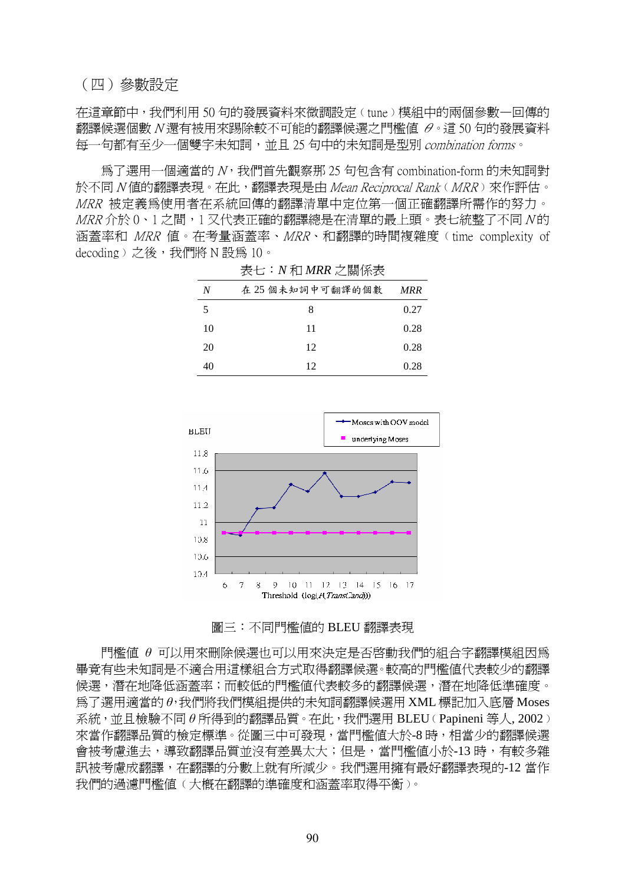（四）參數設定

在這章節中，我們利用 50 句的發展資料來微調設定（tune）模組中的兩個參數—回傳的翻譯候選個數 $N$ 還有被用來踢除較不可能的翻譯候選之門檻值 $\theta$。這 50 句的發展資料每一句都有至少一個雙字未知詞，並且 25 句中的未知詞是型別 *combination forms*。

爲了選用一個適當的 $N$，我們首先觀察那 25 句包含有 combination-form 的未知詞對於不同 $N$ 值的翻譯表現。在此，翻譯表現是由 *Mean Reciprocal Rank*（*MRR*）來作評估。*MRR* 被定義爲使用者在系統回傳的翻譯清單中定位第一個正確翻譯所需作的努力。*MRR* 介於 0、1 之間，1 又代表正確的翻譯總是在清單的最上頭。表七統整了不同 $N$ 的涵蓋率和 *MRR* 值。在考量涵蓋率、*MRR*、和翻譯的時間複雜度（time complexity of decoding）之後，我們將 N 設爲 10。

表七：*N* 和 *MRR* 之關係表

| *N* | 在 25 個未知詞中可翻譯的個數 | *MRR* |
|---|---|---|
| 5 | 8 | 0.27 |
| 10 | 11 | 0.28 |
| 20 | 12 | 0.28 |
| 40 | 12 | 0.28 |

圖三：不同門檻值的 BLEU 翻譯表現

門檻值 $\theta$ 可以用來刪除候選也可以用來決定是否啓動我們的組合字翻譯模組因爲畢竟有些未知詞是不適合用這樣組合方式取得翻譯候選。較高的門檻值代表較少的翻譯候選，潛在地降低涵蓋率；而較低的門檻值代表較多的翻譯候選，潛在地降低準確度。爲了選用適當的 $\theta$，我們將我們模組提供的未知詞翻譯候選用 XML 標記加入底層 Moses 系統，並且檢驗不同 $\theta$ 所得到的翻譯品質。在此，我們選用 BLEU（Papineni 等人, 2002）來當作翻譯品質的檢定標準。從圖三中可發現，當門檻值大於-8 時，相當少的翻譯候選會被考慮進去，導致翻譯品質並沒有差異太大；但是，當門檻值小於-13 時，有較多雜訊被考慮成翻譯，在翻譯的分數上就有所減少。我們選用擁有最好翻譯表現的-12 當作我們的過濾門檻值（大概在翻譯的準確度和涵蓋率取得平衡）。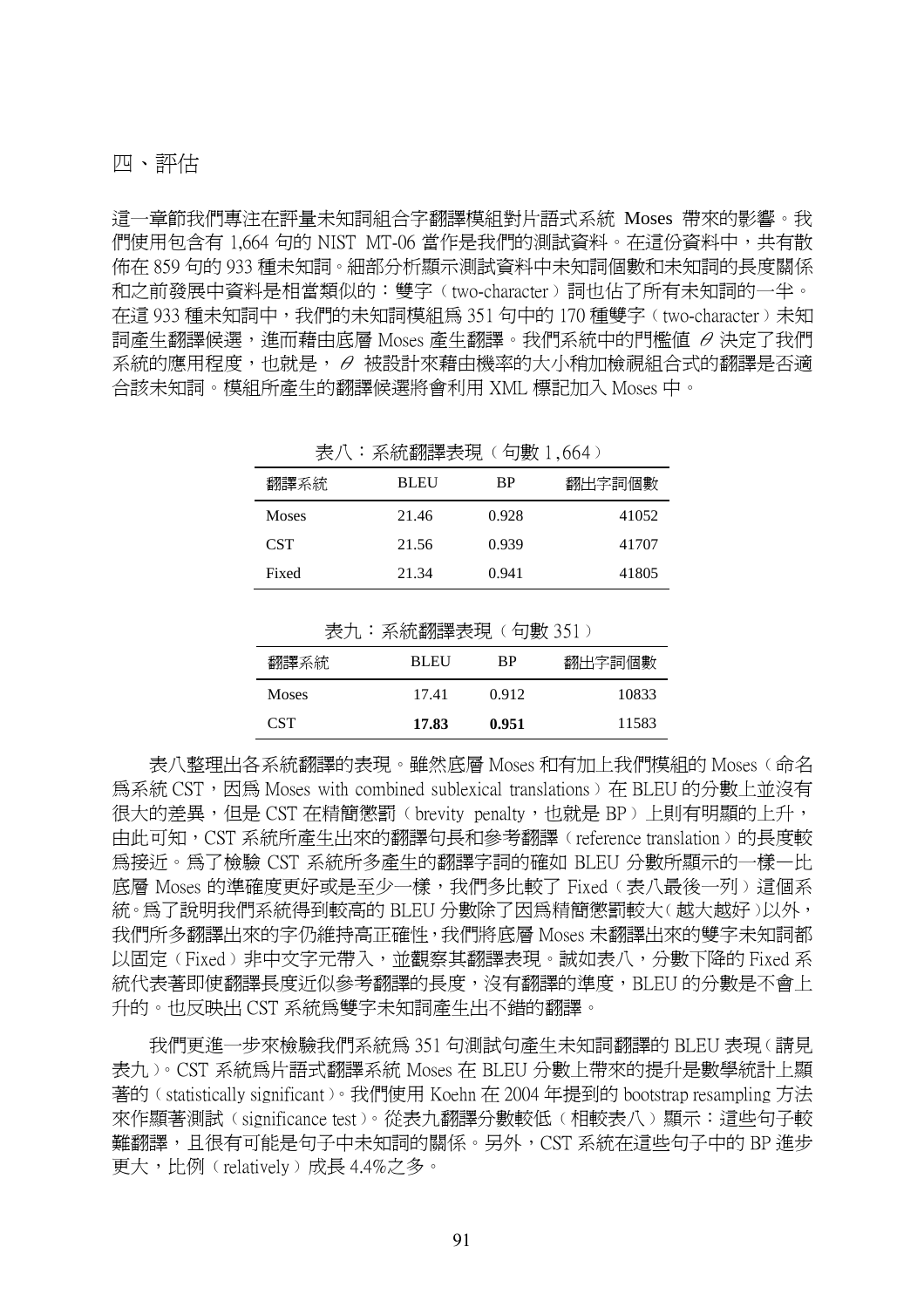## 四、評估

這一章節我們專注在評量未知詞組合字翻譯模組對片語式系統 Moses 帶來的影響。我們使用包含有 1,664 句的 NIST MT-06 當作是我們的測試資料。在這份資料中，共有散佈在 859 句的 933 種未知詞。細部分析顯示測試資料中未知詞個數和未知詞的長度關係和之前發展中資料是相當類似的：雙字（two-character）詞也佔了所有未知詞的一半。在這 933 種未知詞中，我們的未知詞模組為 351 句中的 170 種雙字（two-character）未知詞產生翻譯候選，進而藉由底層 Moses 產生翻譯。我們系統中的門檻值 $\theta$ 決定了我們系統的應用程度，也就是，$\theta$ 被設計來藉由機率的大小稍加檢視組合式的翻譯是否適合該未知詞。模組所產生的翻譯候選將會利用 XML 標記加入 Moses 中。

表八：系統翻譯表現（句數 1,664）

| 翻譯系統 | BLEU | BP | 翻出字詞個數 |
|---|---|---|---|
| Moses | 21.46 | 0.928 | 41052 |
| CST | 21.56 | 0.939 | 41707 |
| Fixed | 21.34 | 0.941 | 41805 |

表九：系統翻譯表現（句數 351）

| 翻譯系統 | BLEU | BP | 翻出字詞個數 |
|---|---|---|---|
| Moses | 17.41 | 0.912 | 10833 |
| CST | **17.83** | **0.951** | 11583 |

表八整理出各系統翻譯的表現。雖然底層 Moses 和有加上我們模組的 Moses（命名為系統 CST，因為 Moses with combined sublexical translations）在 BLEU 的分數上並沒有很大的差異，但是 CST 在精簡懲罰（brevity penalty，也就是 BP）上則有明顯的上升，由此可知，CST 系統所產生出來的翻譯句長和參考翻譯（reference translation）的長度較為接近。為了檢驗 CST 系統所多產生的翻譯字詞的確如 BLEU 分數所顯示的一樣一比底層 Moses 的準確度更好或是至少一樣，我們多比較了 Fixed（表八最後一列）這個系統。為了說明我們系統得到較高的 BLEU 分數除了因為精簡懲罰較大（越大越好）以外，我們所多翻譯出來的字仍維持高正確性，我們將底層 Moses 未翻譯出來的雙字未知詞都以固定（Fixed）非中文字元帶入，並觀察其翻譯表現。誠如表八，分數下降的 Fixed 系統代表著即使翻譯長度近似參考翻譯的長度，沒有翻譯的準度，BLEU 的分數是不會上升的。也反映出 CST 系統為雙字未知詞產生出不錯的翻譯。

我們更進一步來檢驗我們系統為 351 句測試句產生未知詞翻譯的 BLEU 表現（請見表九）。CST 系統為片語式翻譯系統 Moses 在 BLEU 分數上帶來的提升是數學統計上顯著的（statistically significant）。我們使用 Koehn 在 2004 年提到的 bootstrap resampling 方法來作顯著測試（significance test）。從表九翻譯分數較低（相較表八）顯示：這些句子較難翻譯，且很有可能是句子中未知詞的關係。另外，CST 系統在這些句子中的 BP 進步更大，比例（relatively）成長 4.4%之多。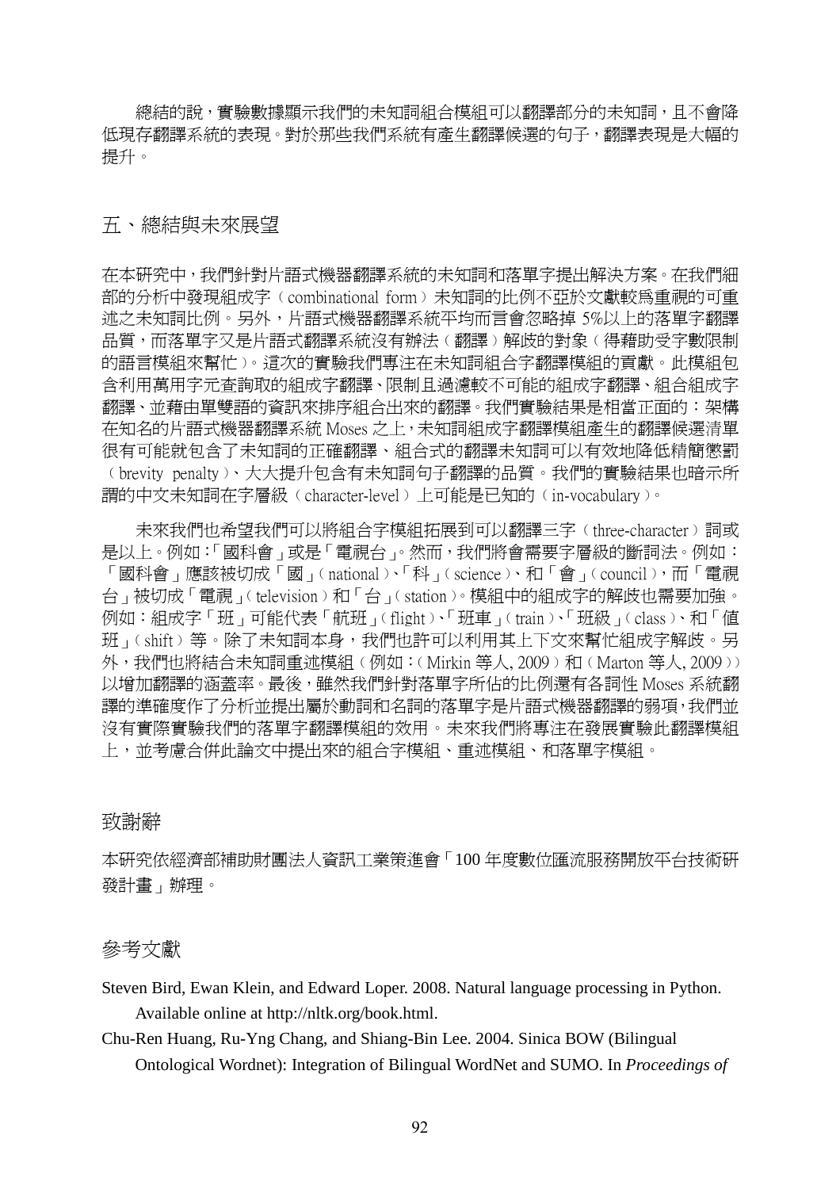總結的說，實驗數據顯示我們的未知詞組合模組可以翻譯部分的未知詞，且不會降低現存翻譯系統的表現。對於那些我們系統有產生翻譯候選的句子，翻譯表現是大幅的提升。

## 五、總結與未來展望

在本研究中，我們針對片語式機器翻譯系統的未知詞和落單字提出解決方案。在我們細部的分析中發現組成字（combinational form）未知詞的比例不亞於文獻較爲重視的可重述之未知詞比例。另外，片語式機器翻譯系統平均而言會忽略掉 5%以上的落單字翻譯品質，而落單字又是片語式翻譯系統沒有辦法（翻譯）解歧的對象（得藉助受字數限制的語言模組來幫忙）。這次的實驗我們專注在未知詞組合字翻譯模組的貢獻。此模組包含利用萬用字元查詢取的組成字翻譯、限制且過濾較不可能的組成字翻譯、組合組成字翻譯、並藉由單雙語的資訊來排序組合出來的翻譯。我們實驗結果是相當正面的：架構在知名的片語式機器翻譯系統 Moses 之上，未知詞組成字翻譯模組產生的翻譯候選清單很有可能就包含了未知詞的正確翻譯、組合式的翻譯未知詞可以有效地降低精簡懲罰（brevity penalty）、大大提升包含有未知詞句子翻譯的品質。我們的實驗結果也暗示所謂的中文未知詞在字層級（character-level）上可能是已知的（in-vocabulary）。

未來我們也希望我們可以將組合字模組拓展到可以翻譯三字（three-character）詞或是以上。例如：「國科會」或是「電視台」。然而，我們將會需要字層級的斷詞法。例如：「國科會」應該被切成「國」（national）、「科」（science）、和「會」（council），而「電視台」被切成「電視」（television）和「台」（station）。模組中的組成字的解歧也需要加強。例如：組成字「班」可能代表「航班」（flight）、「班車」（train）、「班級」（class）、和「值班」（shift）等。除了未知詞本身，我們也許可以利用其上下文來幫忙組成字解歧。另外，我們也將結合未知詞重述模組（例如：（Mirkin 等人, 2009）和（Marton 等人, 2009））以增加翻譯的涵蓋率。最後，雖然我們針對落單字所佔的比例還有各詞性 Moses 系統翻譯的準確度作了分析並提出屬於動詞和名詞的落單字是片語式機器翻譯的弱項，我們並沒有實際實驗我們的落單字翻譯模組的效用。未來我們將專注在發展實驗此翻譯模組上，並考慮合併此論文中提出來的組合字模組、重述模組、和落單字模組。

## 致謝辭

本研究依經濟部補助財團法人資訊工業策進會「100 年度數位匯流服務開放平台技術研發計畫」辦理。

## 參考文獻

Steven Bird, Ewan Klein, and Edward Loper. 2008. Natural language processing in Python. Available online at http://nltk.org/book.html.

Chu-Ren Huang, Ru-Yng Chang, and Shiang-Bin Lee. 2004. Sinica BOW (Bilingual Ontological Wordnet): Integration of Bilingual WordNet and SUMO. In *Proceedings of*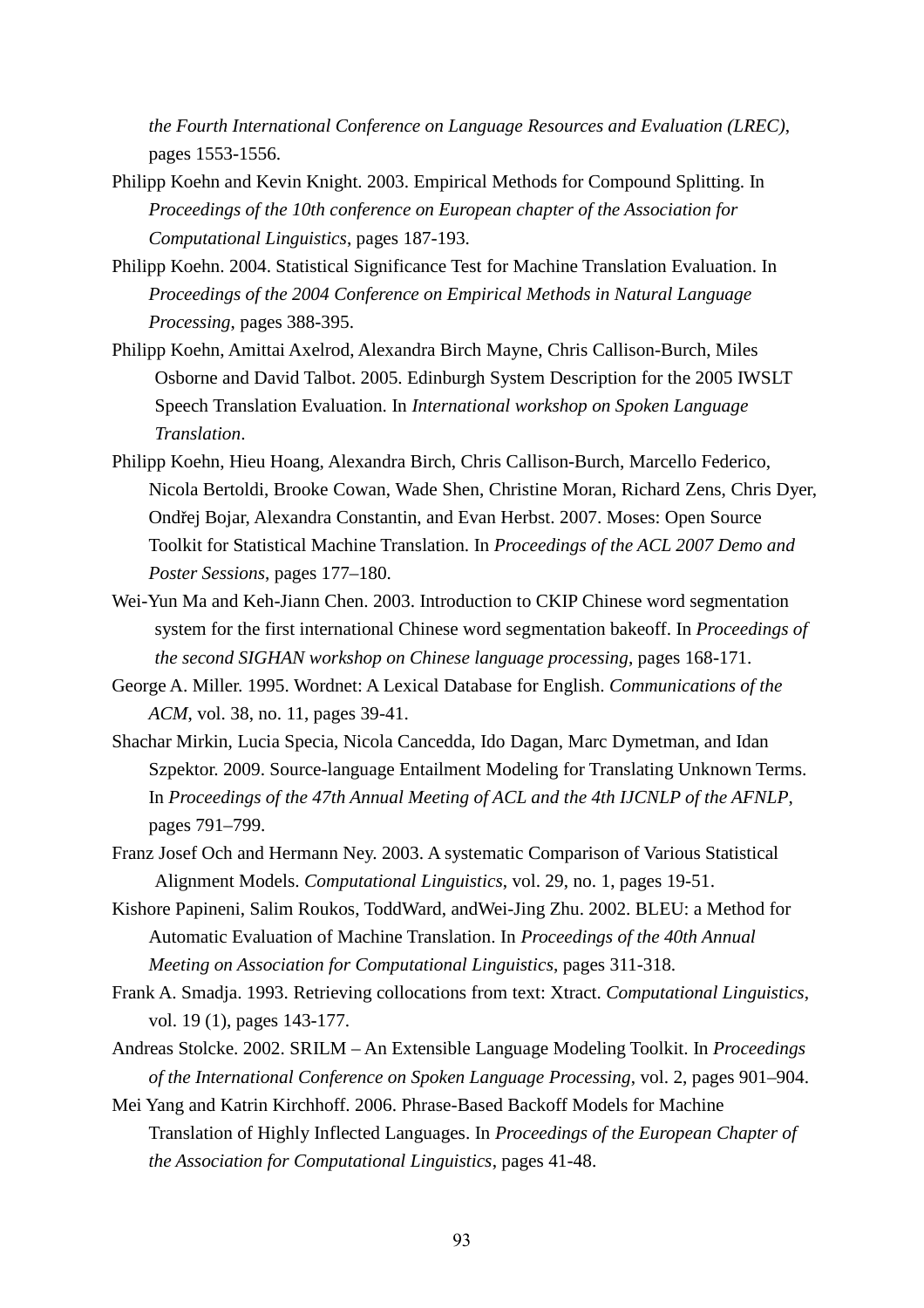*the Fourth International Conference on Language Resources and Evaluation (LREC)*, pages 1553-1556.

Philipp Koehn and Kevin Knight. 2003. Empirical Methods for Compound Splitting. In *Proceedings of the 10th conference on European chapter of the Association for Computational Linguistics*, pages 187-193.

Philipp Koehn. 2004. Statistical Significance Test for Machine Translation Evaluation. In *Proceedings of the 2004 Conference on Empirical Methods in Natural Language Processing*, pages 388-395.

Philipp Koehn, Amittai Axelrod, Alexandra Birch Mayne, Chris Callison-Burch, Miles Osborne and David Talbot. 2005. Edinburgh System Description for the 2005 IWSLT Speech Translation Evaluation. In *International workshop on Spoken Language Translation*.

Philipp Koehn, Hieu Hoang, Alexandra Birch, Chris Callison-Burch, Marcello Federico, Nicola Bertoldi, Brooke Cowan, Wade Shen, Christine Moran, Richard Zens, Chris Dyer, Ondřej Bojar, Alexandra Constantin, and Evan Herbst. 2007. Moses: Open Source Toolkit for Statistical Machine Translation. In *Proceedings of the ACL 2007 Demo and Poster Sessions*, pages 177–180.

Wei-Yun Ma and Keh-Jiann Chen. 2003. Introduction to CKIP Chinese word segmentation system for the first international Chinese word segmentation bakeoff. In *Proceedings of the second SIGHAN workshop on Chinese language processing*, pages 168-171.

George A. Miller. 1995. Wordnet: A Lexical Database for English. *Communications of the ACM*, vol. 38, no. 11, pages 39-41.

Shachar Mirkin, Lucia Specia, Nicola Cancedda, Ido Dagan, Marc Dymetman, and Idan Szpektor. 2009. Source-language Entailment Modeling for Translating Unknown Terms. In *Proceedings of the 47th Annual Meeting of ACL and the 4th IJCNLP of the AFNLP*, pages 791–799.

Franz Josef Och and Hermann Ney. 2003. A systematic Comparison of Various Statistical Alignment Models. *Computational Linguistics*, vol. 29, no. 1, pages 19-51.

Kishore Papineni, Salim Roukos, ToddWard, andWei-Jing Zhu. 2002. BLEU: a Method for Automatic Evaluation of Machine Translation. In *Proceedings of the 40th Annual Meeting on Association for Computational Linguistics*, pages 311-318.

Frank A. Smadja. 1993. Retrieving collocations from text: Xtract. *Computational Linguistics*, vol. 19 (1), pages 143-177.

Andreas Stolcke. 2002. SRILM – An Extensible Language Modeling Toolkit. In *Proceedings of the International Conference on Spoken Language Processing*, vol. 2, pages 901–904.

Mei Yang and Katrin Kirchhoff. 2006. Phrase-Based Backoff Models for Machine Translation of Highly Inflected Languages. In *Proceedings of the European Chapter of the Association for Computational Linguistics*, pages 41-48.